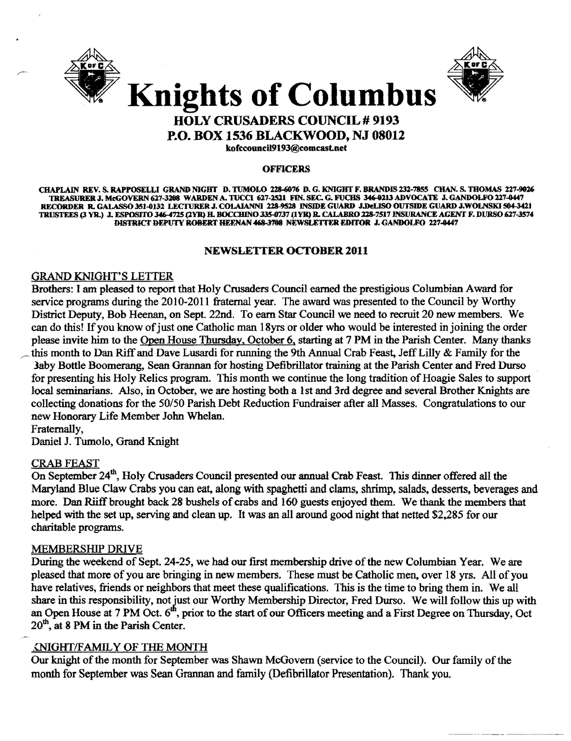# Knights of Columbus

## HOLY CRUSADERS COUNCIL # 9193

## P.O. BOX 1536 BLACKWOOD, NJ 08012

kofccouncil9193@comcast.net

**OFFICERS**

CHAPLAIN REV. S. RAPPOSELLI GRAND NIGHT D. TUMOLO 228-6076 D. G. KNIGHT F. BRANDIS 232-7855 CHAN. S. THOMAS 227-9026 TREASURER J. McGOVERN 627-3208 WARDEN A. TUCCI 627-2521 FIN. SEC. G. FUCHS 346-0213 ADVOCATE J. GANDOLFO 227-0447 RECORDER R. GALASSO 351-0132 LECTURER J. COLAIANNI 228-9528 INSIDE GUARD J.DeLISO OUTSIDE GUARD J.WOLNSKI 504-3421 TRUSTEES (3 YR.) J. ESPOSITO 346-4725 (2YR) H. BOCCHINO 335-0737 (1YR) R. CALABRO 228-7517 INSURANCE AGENT F. DURSO 627-3574 DISTRICT DEPUTY ROBERT HEENAN 468-3708 NEWSLETTER EDITOR J. GANDOLFO 227-0447

### NEWSLETTER OCTOBER 2011

#### GRAND KNIGHT'S LETTER

Brothers: I am pleased to report that Holy Crusaders Council earned the prestigious Columbian Award for service programs during the 2010-2011 fraternal year. The award was presented to the Council by Worthy District Deputy, Bob Heenan, on Sept. 22nd. To earn Star Council we need to recruit 20 new members. We can do this! If you know of just one Catholic man 18yrs or older who would be interested in joining the order please invite him to the Open House Thursday, October 6, starting at 7 PM in the Parish Center. Many thanks this month to Dan Riff and Dave Lusardi for running the 9th Annual Crab Feast, Jeff Lilly & Family for the Baby Bottle Boomerang, Sean Grannan for hosting Defibrillator training at the Parish Center and Fred Durso for presenting his Holy Relics program. This month we continue the long tradition of Hoagie Sales to support local seminarians. Also, in October, we are hosting both a 1st and 3rd degree and several Brother Knights are collecting donations for the 50/50 Parish Debt Reduction Fundraiser after all Masses. Congratulations to our new Honorary Life Member John Whelan.

Fraternally,
Daniel J. Tumolo, Grand Knight

#### CRAB FEAST

On September 24th, Holy Crusaders Council presented our annual Crab Feast. This dinner offered all the Maryland Blue Claw Crabs you can eat, along with spaghetti and clams, shrimp, salads, desserts, beverages and more. Dan Riiff brought back 28 bushels of crabs and 160 guests enjoyed them. We thank the members that helped with the set up, serving and clean up. It was an all around good night that netted $2,285 for our charitable programs.

#### MEMBERSHIP DRIVE

During the weekend of Sept. 24-25, we had our first membership drive of the new Columbian Year. We are pleased that more of you are bringing in new members. These must be Catholic men, over 18 yrs. All of you have relatives, friends or neighbors that meet these qualifications. This is the time to bring them in. We all share in this responsibility, not just our Worthy Membership Director, Fred Durso. We will follow this up with an Open House at 7 PM Oct. 6th, prior to the start of our Officers meeting and a First Degree on Thursday, Oct 20th, at 8 PM in the Parish Center.

#### KNIGHT/FAMILY OF THE MONTH

Our knight of the month for September was Shawn McGovern (service to the Council). Our family of the month for September was Sean Grannan and family (Defibrillator Presentation). Thank you.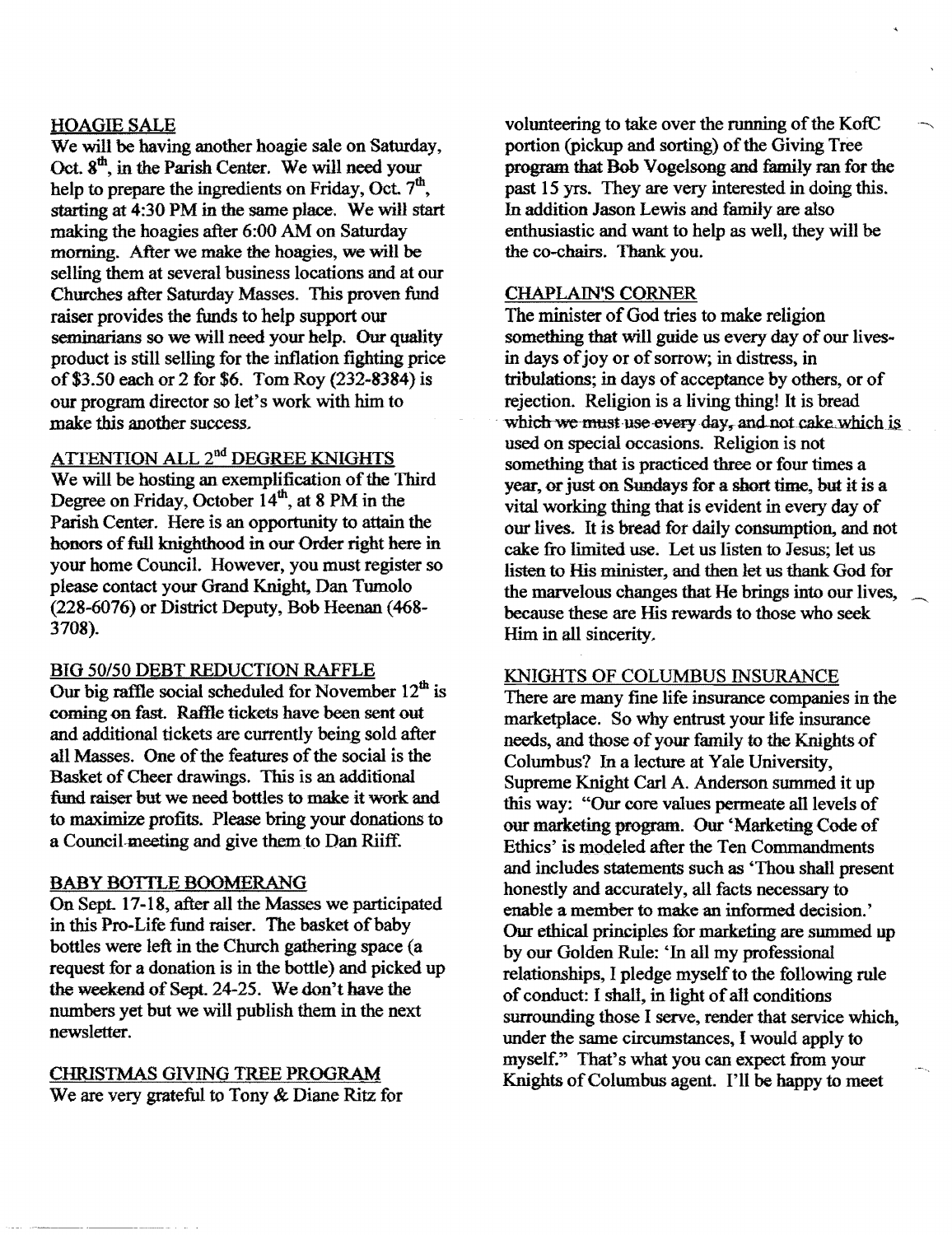## HOAGIE SALE

We will be having another hoagie sale on Saturday, Oct. 8th, in the Parish Center. We will need your help to prepare the ingredients on Friday, Oct. 7th, starting at 4:30 PM in the same place. We will start making the hoagies after 6:00 AM on Saturday morning. After we make the hoagies, we will be selling them at several business locations and at our Churches after Saturday Masses. This proven fund raiser provides the funds to help support our seminarians so we will need your help. Our quality product is still selling for the inflation fighting price of $3.50 each or 2 for $6. Tom Roy (232-8384) is our program director so let's work with him to make this another success.

## ATTENTION ALL 2nd DEGREE KNIGHTS

We will be hosting an exemplification of the Third Degree on Friday, October 14th, at 8 PM in the Parish Center. Here is an opportunity to attain the honors of full knighthood in our Order right here in your home Council. However, you must register so please contact your Grand Knight, Dan Tumolo (228-6076) or District Deputy, Bob Heenan (468-3708).

## BIG 50/50 DEBT REDUCTION RAFFLE

Our big raffle social scheduled for November 12th is coming on fast. Raffle tickets have been sent out and additional tickets are currently being sold after all Masses. One of the features of the social is the Basket of Cheer drawings. This is an additional fund raiser but we need bottles to make it work and to maximize profits. Please bring your donations to a Council meeting and give them to Dan Riiff.

## BABY BOTTLE BOOMERANG

On Sept. 17-18, after all the Masses we participated in this Pro-Life fund raiser. The basket of baby bottles were left in the Church gathering space (a request for a donation is in the bottle) and picked up the weekend of Sept. 24-25. We don't have the numbers yet but we will publish them in the next newsletter.

## CHRISTMAS GIVING TREE PROGRAM

We are very grateful to Tony & Diane Ritz for volunteering to take over the running of the KofC portion (pickup and sorting) of the Giving Tree program that Bob Vogelsong and family ran for the past 15 yrs. They are very interested in doing this. In addition Jason Lewis and family are also enthusiastic and want to help as well, they will be the co-chairs. Thank you.

## CHAPLAIN'S CORNER

The minister of God tries to make religion something that will guide us every day of our lives- in days of joy or of sorrow; in distress, in tribulations; in days of acceptance by others, or of rejection. Religion is a living thing! It is bread which we must use every day, and not cake which is used on special occasions. Religion is not something that is practiced three or four times a year, or just on Sundays for a short time, but it is a vital working thing that is evident in every day of our lives. It is bread for daily consumption, and not cake fro limited use. Let us listen to Jesus; let us listen to His minister, and then let us thank God for the marvelous changes that He brings into our lives, because these are His rewards to those who seek Him in all sincerity.

## KNIGHTS OF COLUMBUS INSURANCE

There are many fine life insurance companies in the marketplace. So why entrust your life insurance needs, and those of your family to the Knights of Columbus? In a lecture at Yale University, Supreme Knight Carl A. Anderson summed it up this way: "Our core values permeate all levels of our marketing program. Our 'Marketing Code of Ethics' is modeled after the Ten Commandments and includes statements such as 'Thou shall present honestly and accurately, all facts necessary to enable a member to make an informed decision.' Our ethical principles for marketing are summed up by our Golden Rule: 'In all my professional relationships, I pledge myself to the following rule of conduct: I shall, in light of all conditions surrounding those I serve, render that service which, under the same circumstances, I would apply to myself." That's what you can expect from your Knights of Columbus agent. I'll be happy to meet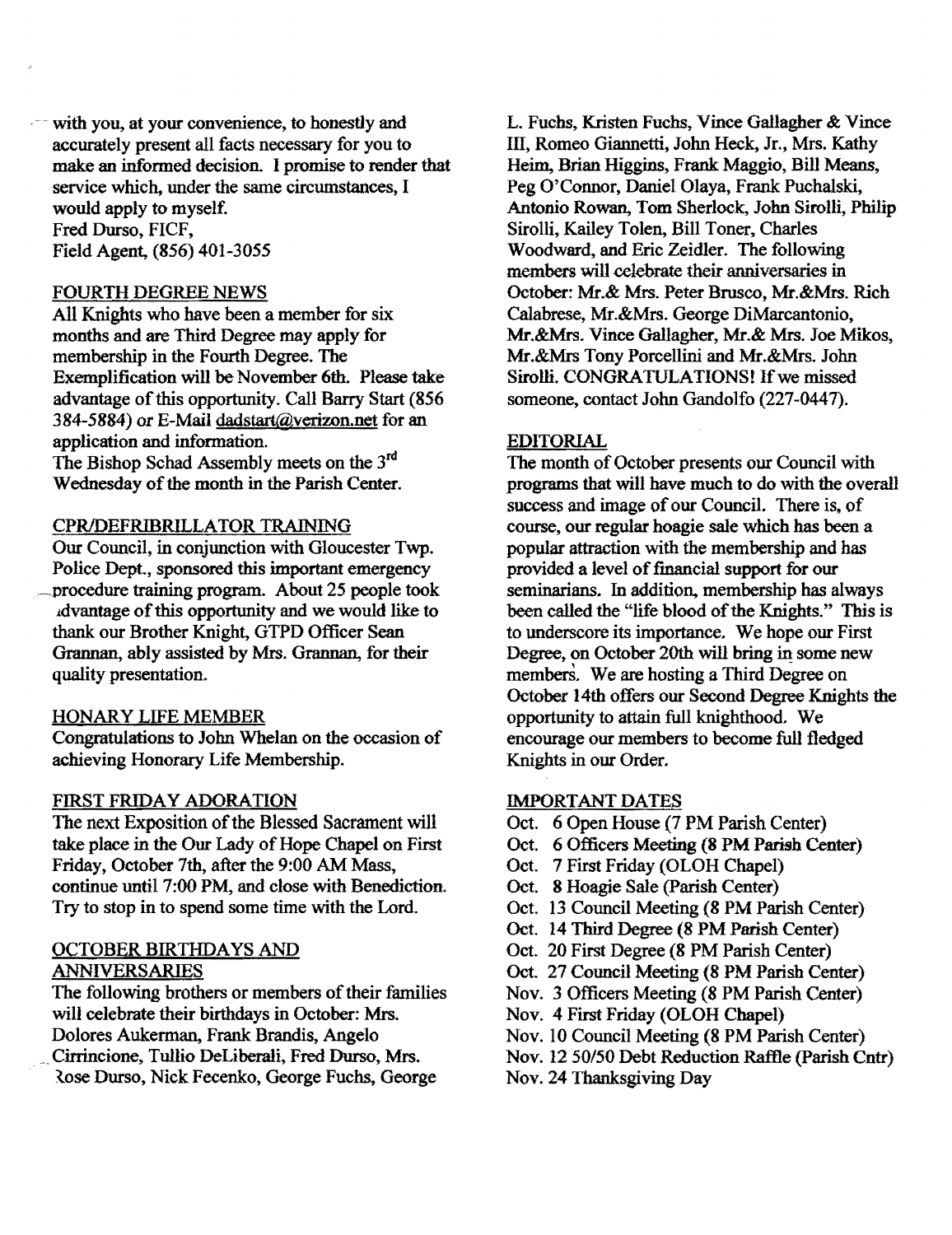with you, at your convenience, to honestly and accurately present all facts necessary for you to make an informed decision. I promise to render that service which, under the same circumstances, I would apply to myself.
Fred Durso, FICF,
Field Agent, (856) 401-3055

## FOURTH DEGREE NEWS

All Knights who have been a member for six months and are Third Degree may apply for membership in the Fourth Degree. The Exemplification will be November 6th. Please take advantage of this opportunity. Call Barry Start (856 384-5884) or E-Mail dadstart@verizon.net for an application and information.
The Bishop Schad Assembly meets on the 3rd Wednesday of the month in the Parish Center.

## CPR/DEFRIBRILLATOR TRAINING

Our Council, in conjunction with Gloucester Twp. Police Dept., sponsored this important emergency procedure training program. About 25 people took advantage of this opportunity and we would like to thank our Brother Knight, GTPD Officer Sean Grannan, ably assisted by Mrs. Grannan, for their quality presentation.

## HONARY LIFE MEMBER

Congratulations to John Whelan on the occasion of achieving Honorary Life Membership.

## FIRST FRIDAY ADORATION

The next Exposition of the Blessed Sacrament will take place in the Our Lady of Hope Chapel on First Friday, October 7th, after the 9:00 AM Mass, continue until 7:00 PM, and close with Benediction. Try to stop in to spend some time with the Lord.

## OCTOBER BIRTHDAYS AND ANNIVERSARIES

The following brothers or members of their families will celebrate their birthdays in October: Mrs. Dolores Aukerman, Frank Brandis, Angelo Cirrincione, Tullio DeLiberali, Fred Durso, Mrs. Rose Durso, Nick Fecenko, George Fuchs, George L. Fuchs, Kristen Fuchs, Vince Gallagher & Vince III, Romeo Giannetti, John Heck, Jr., Mrs. Kathy Heim, Brian Higgins, Frank Maggio, Bill Means, Peg O'Connor, Daniel Olaya, Frank Puchalski, Antonio Rowan, Tom Sherlock, John Sirolli, Philip Sirolli, Kailey Tolen, Bill Toner, Charles Woodward, and Eric Zeidler. The following members will celebrate their anniversaries in October: Mr.& Mrs. Peter Brusco, Mr.&Mrs. Rich Calabrese, Mr.&Mrs. George DiMarcantonio, Mr.&Mrs. Vince Gallagher, Mr.& Mrs. Joe Mikos, Mr.&Mrs Tony Porcellini and Mr.&Mrs. John Sirolli. CONGRATULATIONS! If we missed someone, contact John Gandolfo (227-0447).

## EDITORIAL

The month of October presents our Council with programs that will have much to do with the overall success and image of our Council. There is, of course, our regular hoagie sale which has been a popular attraction with the membership and has provided a level of financial support for our seminarians. In addition, membership has always been called the "life blood of the Knights." This is to underscore its importance. We hope our First Degree, on October 20th will bring in some new members. We are hosting a Third Degree on October 14th offers our Second Degree Knights the opportunity to attain full knighthood. We encourage our members to become full fledged Knights in our Order.

## IMPORTANT DATES

- Oct. 6 Open House (7 PM Parish Center)
- Oct. 6 Officers Meeting (8 PM Parish Center)
- Oct. 7 First Friday (OLOH Chapel)
- Oct. 8 Hoagie Sale (Parish Center)
- Oct. 13 Council Meeting (8 PM Parish Center)
- Oct. 14 Third Degree (8 PM Parish Center)
- Oct. 20 First Degree (8 PM Parish Center)
- Oct. 27 Council Meeting (8 PM Parish Center)
- Nov. 3 Officers Meeting (8 PM Parish Center)
- Nov. 4 First Friday (OLOH Chapel)
- Nov. 10 Council Meeting (8 PM Parish Center)
- Nov. 12 50/50 Debt Reduction Raffle (Parish Cntr)
- Nov. 24 Thanksgiving Day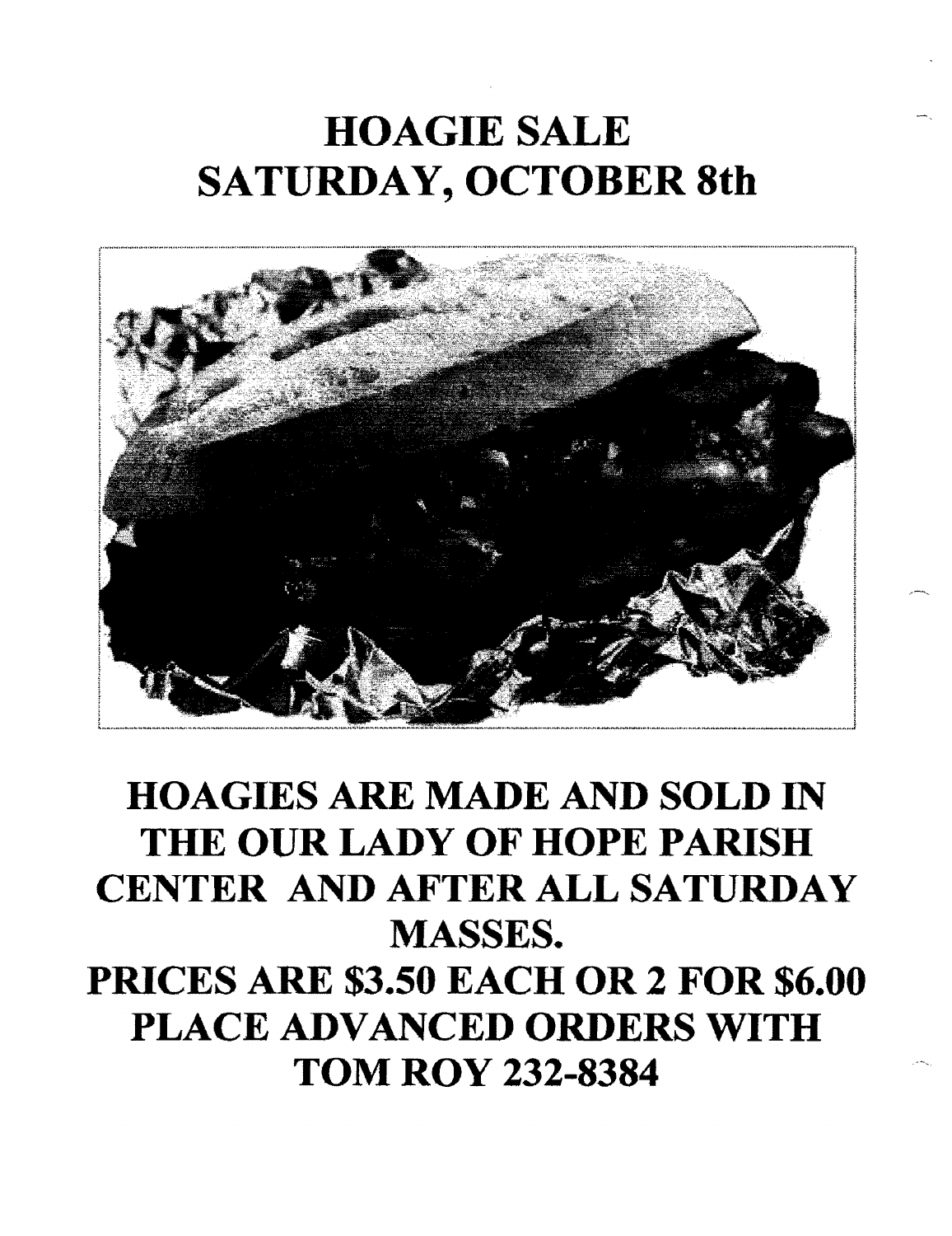# HOAGIE SALE
# SATURDAY, OCTOBER 8th

## HOAGIES ARE MADE AND SOLD IN THE OUR LADY OF HOPE PARISH CENTER AND AFTER ALL SATURDAY MASSES.

## PRICES ARE $3.50 EACH OR 2 FOR $6.00

## PLACE ADVANCED ORDERS WITH TOM ROY 232-8384